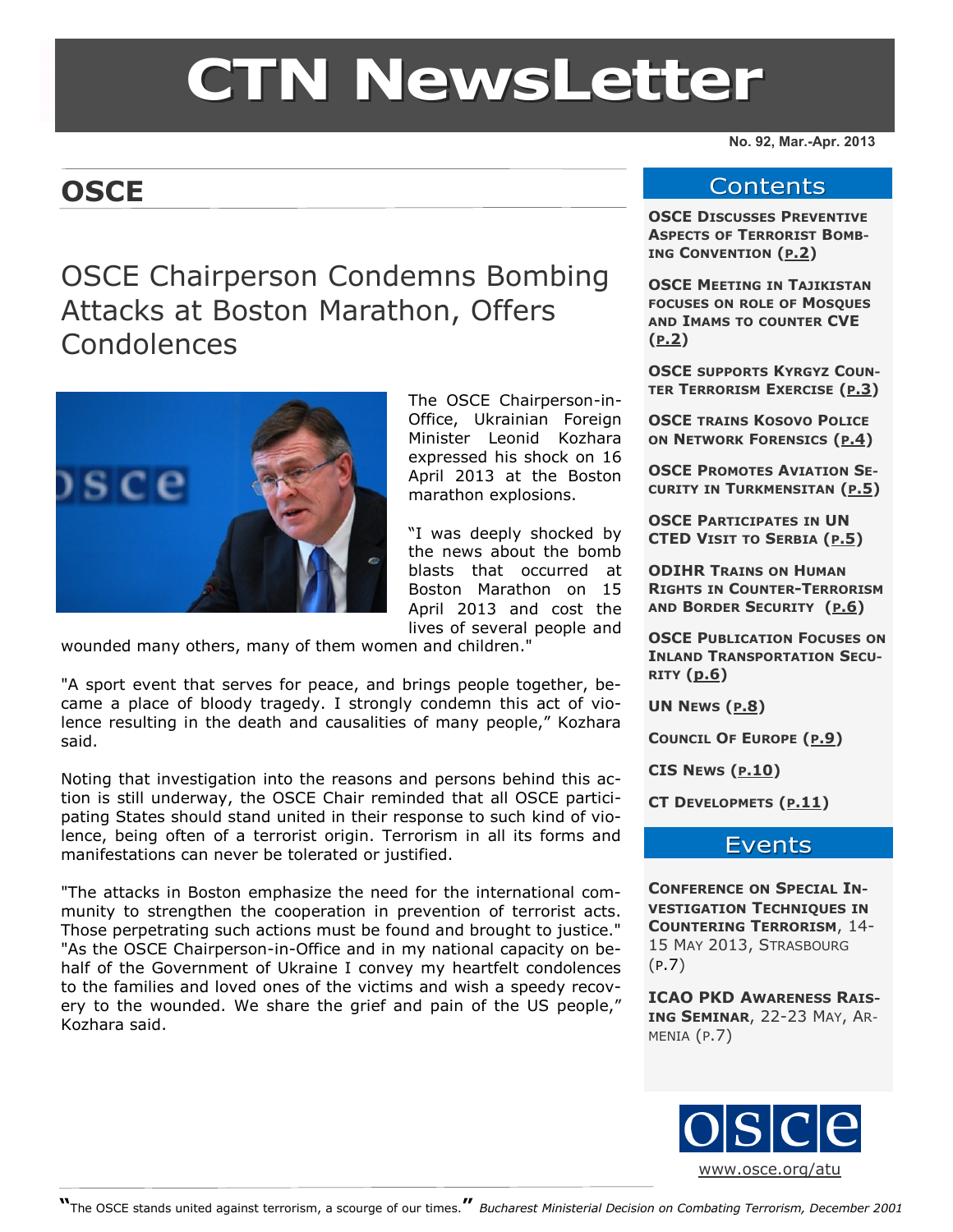# CTN NewsLetter

No. 92, Mar.-Apr. 2013

## OSCE

### OSCE Chairperson Condemns Bombing Attacks at Boston Marathon, Offers Condolences

The OSCE Chairperson-in-Office, Ukrainian Foreign Minister Leonid Kozhara expressed his shock on 16 April 2013 at the Boston marathon explosions.

"I was deeply shocked by the news about the bomb blasts that occurred at Boston Marathon on 15 April 2013 and cost the lives of several people and wounded many others, many of them women and children."

"A sport event that serves for peace, and brings people together, became a place of bloody tragedy. I strongly condemn this act of violence resulting in the death and causalities of many people," Kozhara said.

Noting that investigation into the reasons and persons behind this action is still underway, the OSCE Chair reminded that all OSCE participating States should stand united in their response to such kind of violence, being often of a terrorist origin. Terrorism in all its forms and manifestations can never be tolerated or justified.

"The attacks in Boston emphasize the need for the international community to strengthen the cooperation in prevention of terrorist acts. Those perpetrating such actions must be found and brought to justice." "As the OSCE Chairperson-in-Office and in my national capacity on behalf of the Government of Ukraine I convey my heartfelt condolences to the families and loved ones of the victims and wish a speedy recovery to the wounded. We share the grief and pain of the US people," Kozhara said.

## Contents

- **OSCE Discusses Preventive Aspects of Terrorist Bombing Convention (p.2)**
- **OSCE Meeting in Tajikistan focuses on role of Mosques and Imams to counter CVE (p.2)**
- **OSCE supports Kyrgyz Counter Terrorism Exercise (p.3)**
- **OSCE trains Kosovo Police on Network Forensics (p.4)**
- **OSCE Promotes Aviation Security in Turkmensitan (p.5)**
- **OSCE Participates in UN CTED Visit to Serbia (p.5)**
- **ODIHR Trains on Human Rights in Counter-Terrorism and Border Security (p.6)**
- **OSCE Publication Focuses on Inland Transportation Security (p.6)**
- **UN News (p.8)**
- **Council Of Europe (p.9)**
- **CIS News (p.10)**
- **CT Developmets (p.11)**

## Events

- **Conference on Special Investigation Techniques in Countering Terrorism**, 14-15 May 2013, Strasbourg (p.7)
- **ICAO PKD Awareness Raising Seminar**, 22-23 May, Armenia (p.7)

www.osce.org/atu

"The OSCE stands united against terrorism, a scourge of our times." *Bucharest Ministerial Decision on Combating Terrorism, December 2001*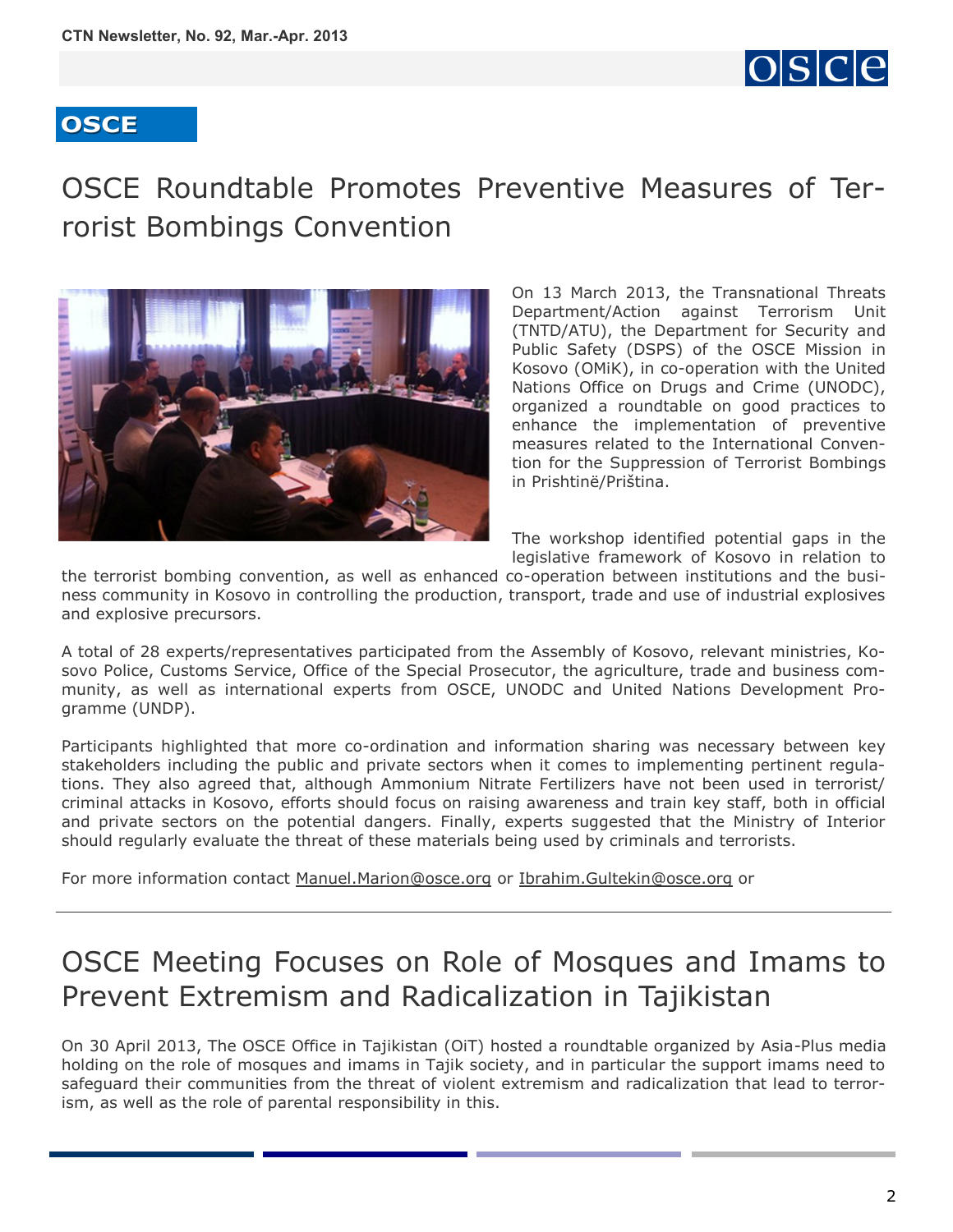OSCE

# OSCE Roundtable Promotes Preventive Measures of Terrorist Bombings Convention

On 13 March 2013, the Transnational Threats Department/Action against Terrorism Unit (TNTD/ATU), the Department for Security and Public Safety (DSPS) of the OSCE Mission in Kosovo (OMiK), in co-operation with the United Nations Office on Drugs and Crime (UNODC), organized a roundtable on good practices to enhance the implementation of preventive measures related to the International Convention for the Suppression of Terrorist Bombings in Prishtinë/Priština.

The workshop identified potential gaps in the legislative framework of Kosovo in relation to the terrorist bombing convention, as well as enhanced co-operation between institutions and the business community in Kosovo in controlling the production, transport, trade and use of industrial explosives and explosive precursors.

A total of 28 experts/representatives participated from the Assembly of Kosovo, relevant ministries, Kosovo Police, Customs Service, Office of the Special Prosecutor, the agriculture, trade and business community, as well as international experts from OSCE, UNODC and United Nations Development Programme (UNDP).

Participants highlighted that more co-ordination and information sharing was necessary between key stakeholders including the public and private sectors when it comes to implementing pertinent regulations. They also agreed that, although Ammonium Nitrate Fertilizers have not been used in terrorist/criminal attacks in Kosovo, efforts should focus on raising awareness and train key staff, both in official and private sectors on the potential dangers. Finally, experts suggested that the Ministry of Interior should regularly evaluate the threat of these materials being used by criminals and terrorists.

For more information contact Manuel.Marion@osce.org or Ibrahim.Gultekin@osce.org or

---

# OSCE Meeting Focuses on Role of Mosques and Imams to Prevent Extremism and Radicalization in Tajikistan

On 30 April 2013, The OSCE Office in Tajikistan (OiT) hosted a roundtable organized by Asia-Plus media holding on the role of mosques and imams in Tajik society, and in particular the support imams need to safeguard their communities from the threat of violent extremism and radicalization that lead to terrorism, as well as the role of parental responsibility in this.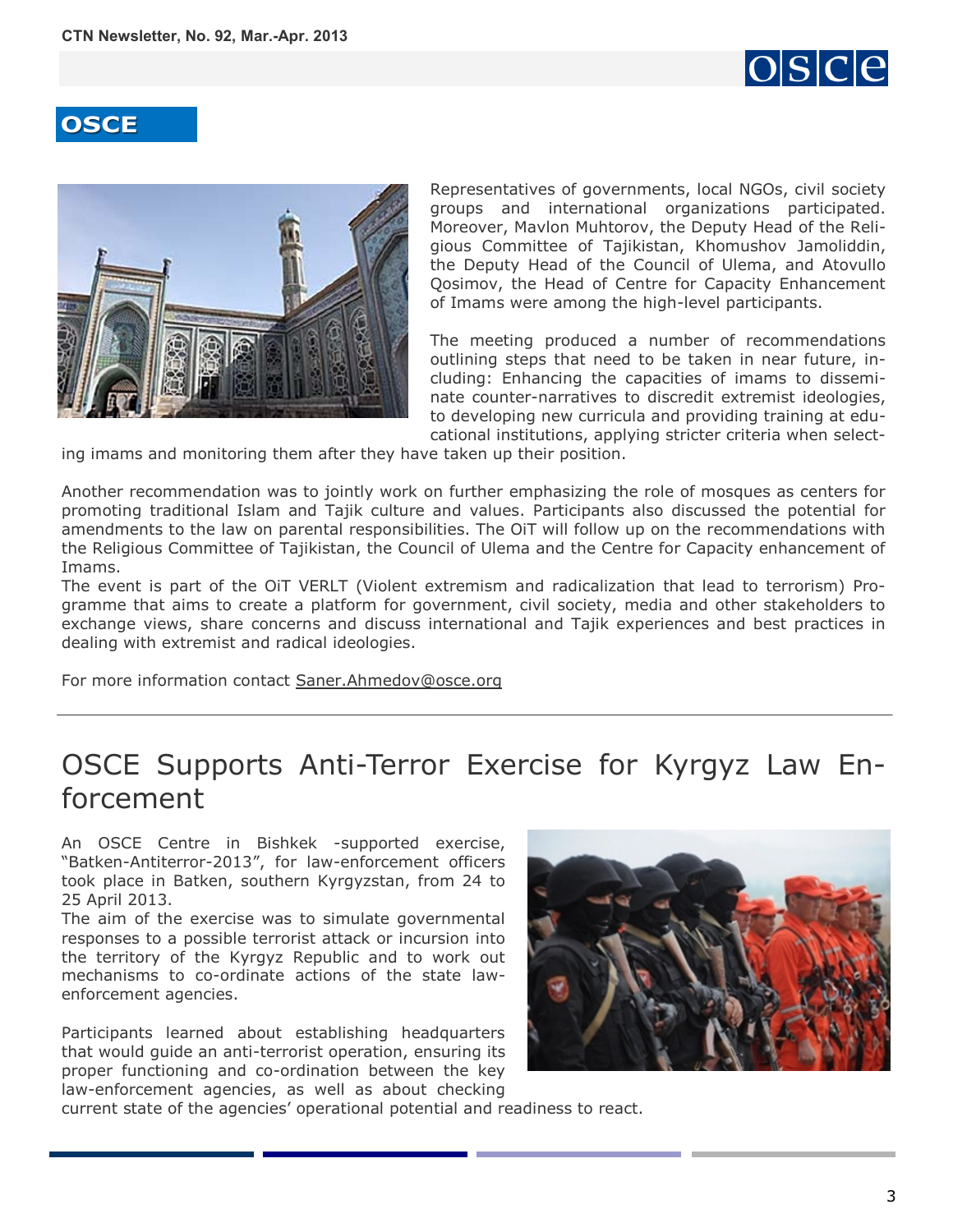## OSCE

Representatives of governments, local NGOs, civil society groups and international organizations participated. Moreover, Mavlon Muhtorov, the Deputy Head of the Religious Committee of Tajikistan, Khomushov Jamoliddin, the Deputy Head of the Council of Ulema, and Atovullo Qosimov, the Head of Centre for Capacity Enhancement of Imams were among the high-level participants.

The meeting produced a number of recommendations outlining steps that need to be taken in near future, including: Enhancing the capacities of imams to disseminate counter-narratives to discredit extremist ideologies, to developing new curricula and providing training at educational institutions, applying stricter criteria when selecting imams and monitoring them after they have taken up their position.

Another recommendation was to jointly work on further emphasizing the role of mosques as centers for promoting traditional Islam and Tajik culture and values. Participants also discussed the potential for amendments to the law on parental responsibilities. The OiT will follow up on the recommendations with the Religious Committee of Tajikistan, the Council of Ulema and the Centre for Capacity enhancement of Imams.

The event is part of the OiT VERLT (Violent extremism and radicalization that lead to terrorism) Programme that aims to create a platform for government, civil society, media and other stakeholders to exchange views, share concerns and discuss international and Tajik experiences and best practices in dealing with extremist and radical ideologies.

For more information contact Saner.Ahmedov@osce.org

---

# OSCE Supports Anti-Terror Exercise for Kyrgyz Law Enforcement

An OSCE Centre in Bishkek -supported exercise, "Batken-Antiterror-2013", for law-enforcement officers took place in Batken, southern Kyrgyzstan, from 24 to 25 April 2013.

The aim of the exercise was to simulate governmental responses to a possible terrorist attack or incursion into the territory of the Kyrgyz Republic and to work out mechanisms to co-ordinate actions of the state law-enforcement agencies.

Participants learned about establishing headquarters that would guide an anti-terrorist operation, ensuring its proper functioning and co-ordination between the key law-enforcement agencies, as well as about checking current state of the agencies' operational potential and readiness to react.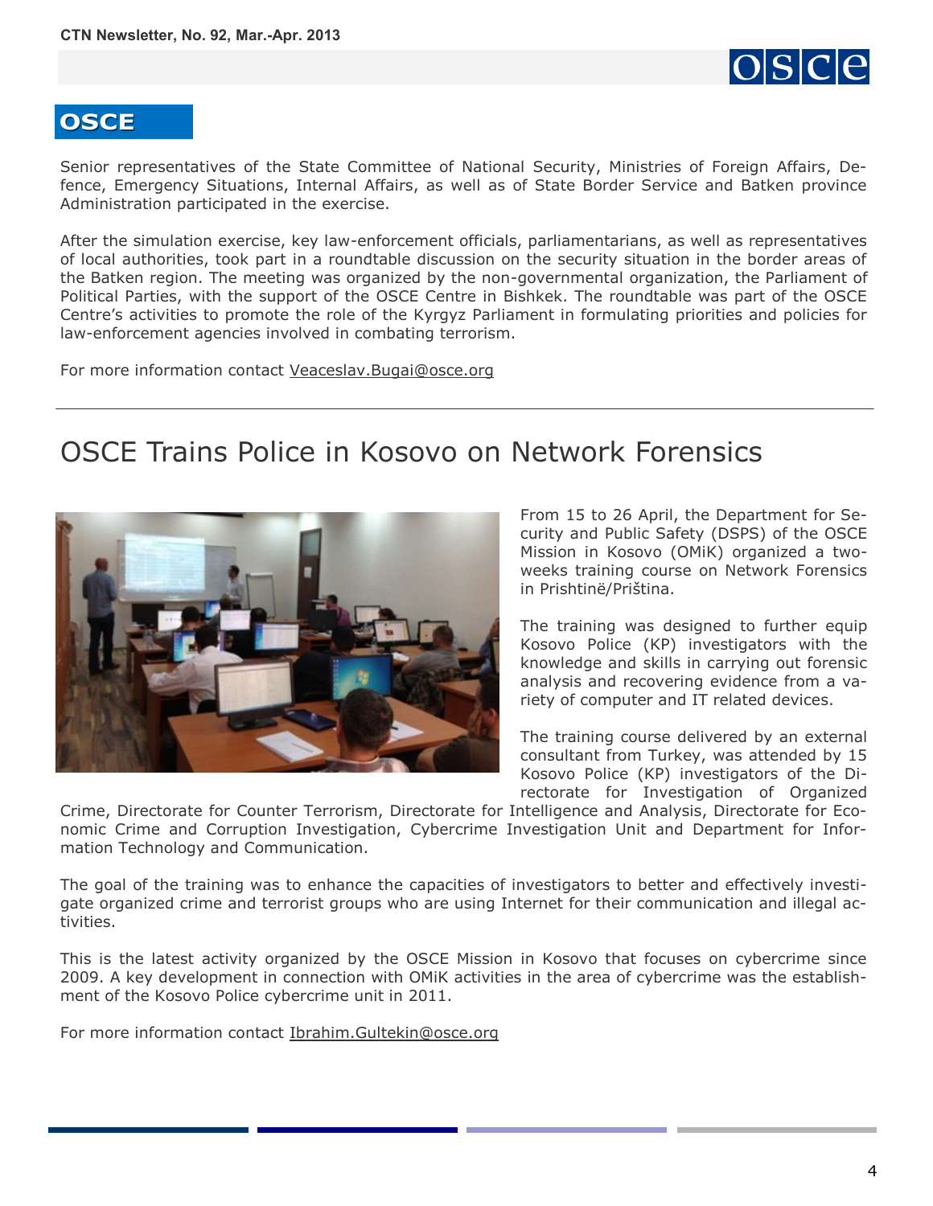Senior representatives of the State Committee of National Security, Ministries of Foreign Affairs, Defence, Emergency Situations, Internal Affairs, as well as of State Border Service and Batken province Administration participated in the exercise.

After the simulation exercise, key law-enforcement officials, parliamentarians, as well as representatives of local authorities, took part in a roundtable discussion on the security situation in the border areas of the Batken region. The meeting was organized by the non-governmental organization, the Parliament of Political Parties, with the support of the OSCE Centre in Bishkek. The roundtable was part of the OSCE Centre's activities to promote the role of the Kyrgyz Parliament in formulating priorities and policies for law-enforcement agencies involved in combating terrorism.

For more information contact Veaceslav.Bugai@osce.org

---

# OSCE Trains Police in Kosovo on Network Forensics

From 15 to 26 April, the Department for Security and Public Safety (DSPS) of the OSCE Mission in Kosovo (OMiK) organized a two-weeks training course on Network Forensics in Prishtinë/Priština.

The training was designed to further equip Kosovo Police (KP) investigators with the knowledge and skills in carrying out forensic analysis and recovering evidence from a variety of computer and IT related devices.

The training course delivered by an external consultant from Turkey, was attended by 15 Kosovo Police (KP) investigators of the Directorate for Investigation of Organized Crime, Directorate for Counter Terrorism, Directorate for Intelligence and Analysis, Directorate for Economic Crime and Corruption Investigation, Cybercrime Investigation Unit and Department for Information Technology and Communication.

The goal of the training was to enhance the capacities of investigators to better and effectively investigate organized crime and terrorist groups who are using Internet for their communication and illegal activities.

This is the latest activity organized by the OSCE Mission in Kosovo that focuses on cybercrime since 2009. A key development in connection with OMiK activities in the area of cybercrime was the establishment of the Kosovo Police cybercrime unit in 2011.

For more information contact Ibrahim.Gultekin@osce.org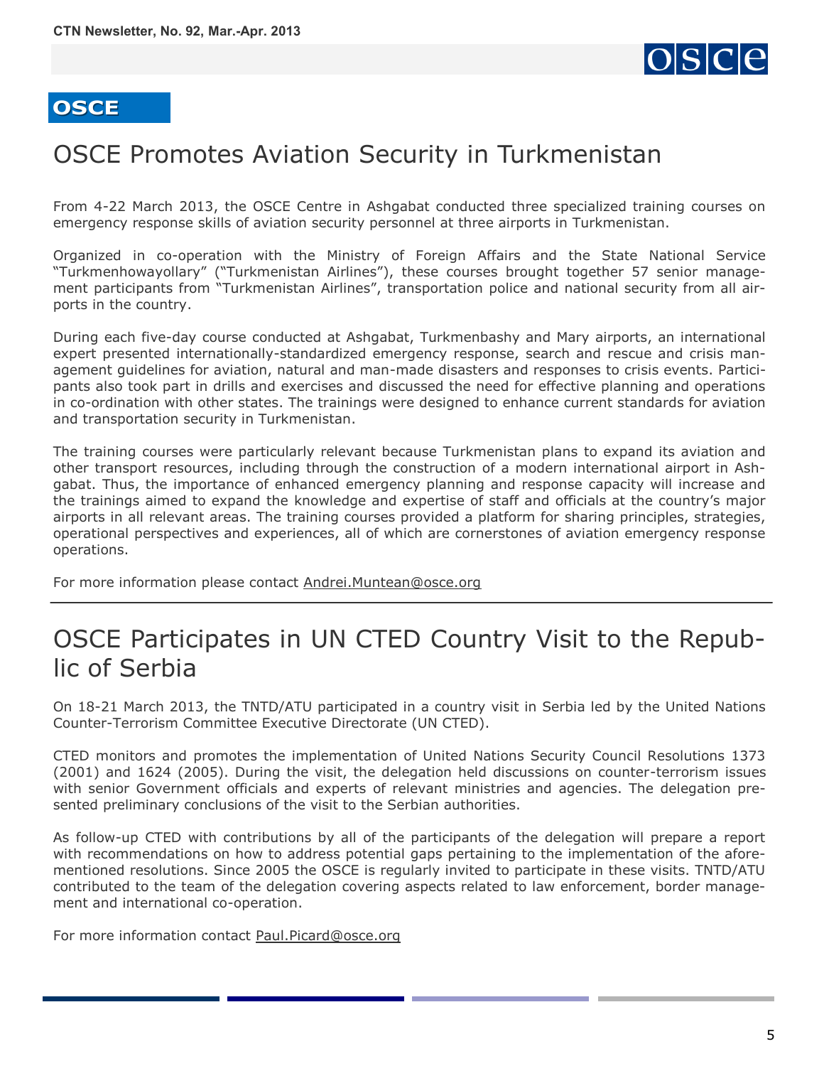**OSCE**

# OSCE Promotes Aviation Security in Turkmenistan

From 4-22 March 2013, the OSCE Centre in Ashgabat conducted three specialized training courses on emergency response skills of aviation security personnel at three airports in Turkmenistan.

Organized in co-operation with the Ministry of Foreign Affairs and the State National Service "Turkmenhowayollary" ("Turkmenistan Airlines"), these courses brought together 57 senior management participants from "Turkmenistan Airlines", transportation police and national security from all airports in the country.

During each five-day course conducted at Ashgabat, Turkmenbashy and Mary airports, an international expert presented internationally-standardized emergency response, search and rescue and crisis management guidelines for aviation, natural and man-made disasters and responses to crisis events. Participants also took part in drills and exercises and discussed the need for effective planning and operations in co-ordination with other states. The trainings were designed to enhance current standards for aviation and transportation security in Turkmenistan.

The training courses were particularly relevant because Turkmenistan plans to expand its aviation and other transport resources, including through the construction of a modern international airport in Ashgabat. Thus, the importance of enhanced emergency planning and response capacity will increase and the trainings aimed to expand the knowledge and expertise of staff and officials at the country's major airports in all relevant areas. The training courses provided a platform for sharing principles, strategies, operational perspectives and experiences, all of which are cornerstones of aviation emergency response operations.

For more information please contact Andrei.Muntean@osce.org

---

# OSCE Participates in UN CTED Country Visit to the Republic of Serbia

On 18-21 March 2013, the TNTD/ATU participated in a country visit in Serbia led by the United Nations Counter-Terrorism Committee Executive Directorate (UN CTED).

CTED monitors and promotes the implementation of United Nations Security Council Resolutions 1373 (2001) and 1624 (2005). During the visit, the delegation held discussions on counter-terrorism issues with senior Government officials and experts of relevant ministries and agencies. The delegation presented preliminary conclusions of the visit to the Serbian authorities.

As follow-up CTED with contributions by all of the participants of the delegation will prepare a report with recommendations on how to address potential gaps pertaining to the implementation of the aforementioned resolutions. Since 2005 the OSCE is regularly invited to participate in these visits. TNTD/ATU contributed to the team of the delegation covering aspects related to law enforcement, border management and international co-operation.

For more information contact Paul.Picard@osce.org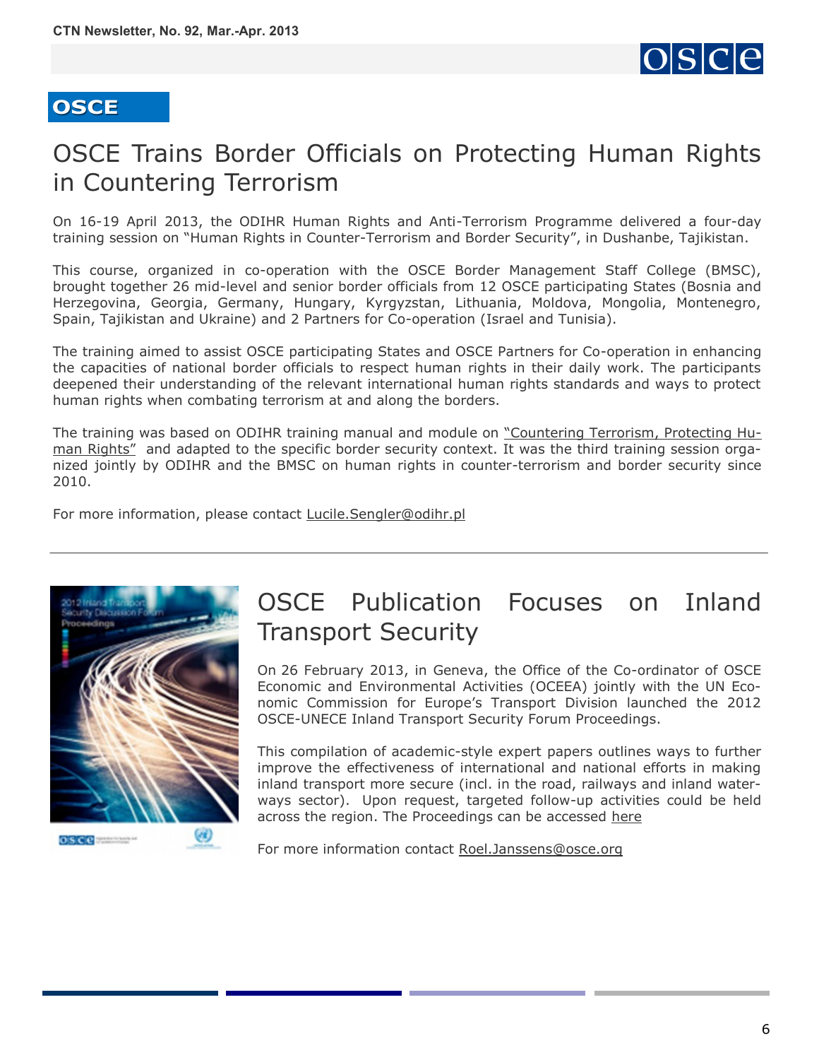**OSCE**

# OSCE Trains Border Officials on Protecting Human Rights in Countering Terrorism

On 16-19 April 2013, the ODIHR Human Rights and Anti-Terrorism Programme delivered a four-day training session on "Human Rights in Counter-Terrorism and Border Security", in Dushanbe, Tajikistan.

This course, organized in co-operation with the OSCE Border Management Staff College (BMSC), brought together 26 mid-level and senior border officials from 12 OSCE participating States (Bosnia and Herzegovina, Georgia, Germany, Hungary, Kyrgyzstan, Lithuania, Moldova, Mongolia, Montenegro, Spain, Tajikistan and Ukraine) and 2 Partners for Co-operation (Israel and Tunisia).

The training aimed to assist OSCE participating States and OSCE Partners for Co-operation in enhancing the capacities of national border officials to respect human rights in their daily work. The participants deepened their understanding of the relevant international human rights standards and ways to protect human rights when combating terrorism at and along the borders.

The training was based on ODIHR training manual and module on "Countering Terrorism, Protecting Human Rights" and adapted to the specific border security context. It was the third training session organized jointly by ODIHR and the BMSC on human rights in counter-terrorism and border security since 2010.

For more information, please contact Lucile.Sengler@odihr.pl

---

# OSCE Publication Focuses on Inland Transport Security

On 26 February 2013, in Geneva, the Office of the Co-ordinator of OSCE Economic and Environmental Activities (OCEEA) jointly with the UN Economic Commission for Europe's Transport Division launched the 2012 OSCE-UNECE Inland Transport Security Forum Proceedings.

This compilation of academic-style expert papers outlines ways to further improve the effectiveness of international and national efforts in making inland transport more secure (incl. in the road, railways and inland waterways sector). Upon request, targeted follow-up activities could be held across the region. The Proceedings can be accessed here

For more information contact Roel.Janssens@osce.org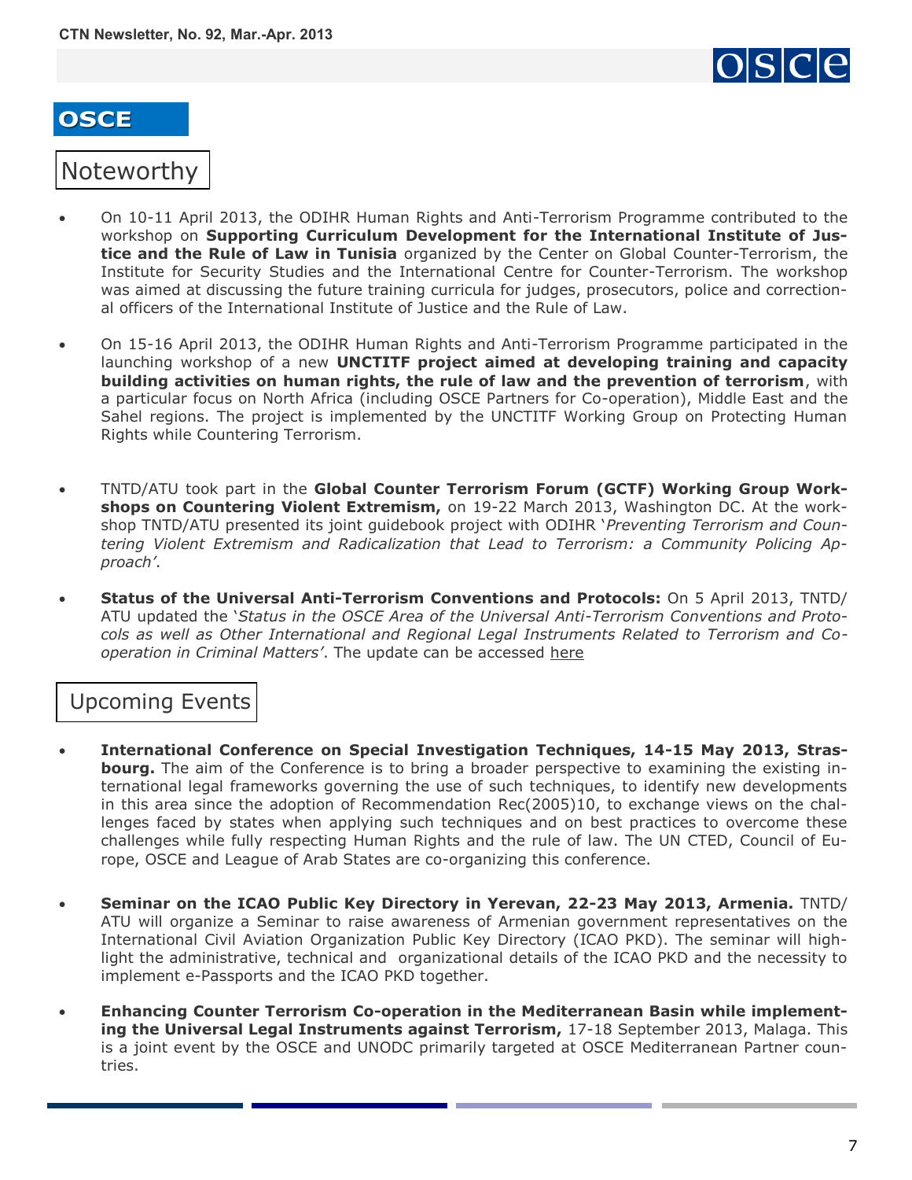# OSCE

## Noteworthy

- On 10-11 April 2013, the ODIHR Human Rights and Anti-Terrorism Programme contributed to the workshop on **Supporting Curriculum Development for the International Institute of Justice and the Rule of Law in Tunisia** organized by the Center on Global Counter-Terrorism, the Institute for Security Studies and the International Centre for Counter-Terrorism. The workshop was aimed at discussing the future training curricula for judges, prosecutors, police and correctional officers of the International Institute of Justice and the Rule of Law.

- On 15-16 April 2013, the ODIHR Human Rights and Anti-Terrorism Programme participated in the launching workshop of a new **UNCTITF project aimed at developing training and capacity building activities on human rights, the rule of law and the prevention of terrorism**, with a particular focus on North Africa (including OSCE Partners for Co-operation), Middle East and the Sahel regions. The project is implemented by the UNCTITF Working Group on Protecting Human Rights while Countering Terrorism.

- TNTD/ATU took part in the **Global Counter Terrorism Forum (GCTF) Working Group Workshops on Countering Violent Extremism,** on 19-22 March 2013, Washington DC. At the workshop TNTD/ATU presented its joint guidebook project with ODIHR '*Preventing Terrorism and Countering Violent Extremism and Radicalization that Lead to Terrorism: a Community Policing Approach'*.

- **Status of the Universal Anti-Terrorism Conventions and Protocols:** On 5 April 2013, TNTD/ATU updated the '*Status in the OSCE Area of the Universal Anti-Terrorism Conventions and Protocols as well as Other International and Regional Legal Instruments Related to Terrorism and Co-operation in Criminal Matters'*. The update can be accessed here

## Upcoming Events

- **International Conference on Special Investigation Techniques, 14-15 May 2013, Strasbourg.** The aim of the Conference is to bring a broader perspective to examining the existing international legal frameworks governing the use of such techniques, to identify new developments in this area since the adoption of Recommendation Rec(2005)10, to exchange views on the challenges faced by states when applying such techniques and on best practices to overcome these challenges while fully respecting Human Rights and the rule of law. The UN CTED, Council of Europe, OSCE and League of Arab States are co-organizing this conference.

- **Seminar on the ICAO Public Key Directory in Yerevan, 22-23 May 2013, Armenia.** TNTD/ATU will organize a Seminar to raise awareness of Armenian government representatives on the International Civil Aviation Organization Public Key Directory (ICAO PKD). The seminar will highlight the administrative, technical and organizational details of the ICAO PKD and the necessity to implement e-Passports and the ICAO PKD together.

- **Enhancing Counter Terrorism Co-operation in the Mediterranean Basin while implementing the Universal Legal Instruments against Terrorism,** 17-18 September 2013, Malaga. This is a joint event by the OSCE and UNODC primarily targeted at OSCE Mediterranean Partner countries.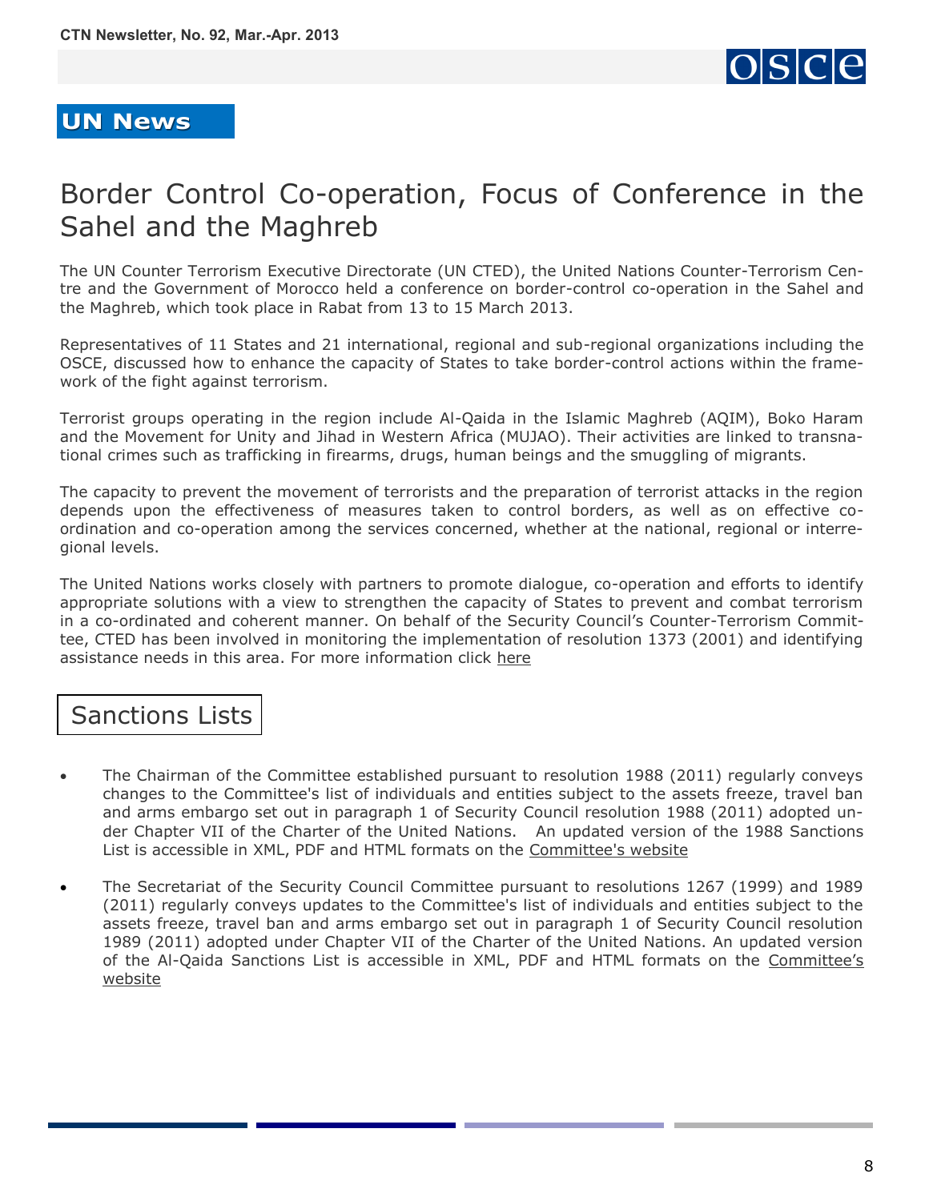## UN News

# Border Control Co-operation, Focus of Conference in the Sahel and the Maghreb

The UN Counter Terrorism Executive Directorate (UN CTED), the United Nations Counter-Terrorism Centre and the Government of Morocco held a conference on border-control co-operation in the Sahel and the Maghreb, which took place in Rabat from 13 to 15 March 2013.

Representatives of 11 States and 21 international, regional and sub-regional organizations including the OSCE, discussed how to enhance the capacity of States to take border-control actions within the framework of the fight against terrorism.

Terrorist groups operating in the region include Al-Qaida in the Islamic Maghreb (AQIM), Boko Haram and the Movement for Unity and Jihad in Western Africa (MUJAO). Their activities are linked to transnational crimes such as trafficking in firearms, drugs, human beings and the smuggling of migrants.

The capacity to prevent the movement of terrorists and the preparation of terrorist attacks in the region depends upon the effectiveness of measures taken to control borders, as well as on effective co-ordination and co-operation among the services concerned, whether at the national, regional or interregional levels.

The United Nations works closely with partners to promote dialogue, co-operation and efforts to identify appropriate solutions with a view to strengthen the capacity of States to prevent and combat terrorism in a co-ordinated and coherent manner. On behalf of the Security Council's Counter-Terrorism Committee, CTED has been involved in monitoring the implementation of resolution 1373 (2001) and identifying assistance needs in this area. For more information click here

## Sanctions Lists

- The Chairman of the Committee established pursuant to resolution 1988 (2011) regularly conveys changes to the Committee's list of individuals and entities subject to the assets freeze, travel ban and arms embargo set out in paragraph 1 of Security Council resolution 1988 (2011) adopted under Chapter VII of the Charter of the United Nations. An updated version of the 1988 Sanctions List is accessible in XML, PDF and HTML formats on the Committee's website
- The Secretariat of the Security Council Committee pursuant to resolutions 1267 (1999) and 1989 (2011) regularly conveys updates to the Committee's list of individuals and entities subject to the assets freeze, travel ban and arms embargo set out in paragraph 1 of Security Council resolution 1989 (2011) adopted under Chapter VII of the Charter of the United Nations. An updated version of the Al-Qaida Sanctions List is accessible in XML, PDF and HTML formats on the Committee's website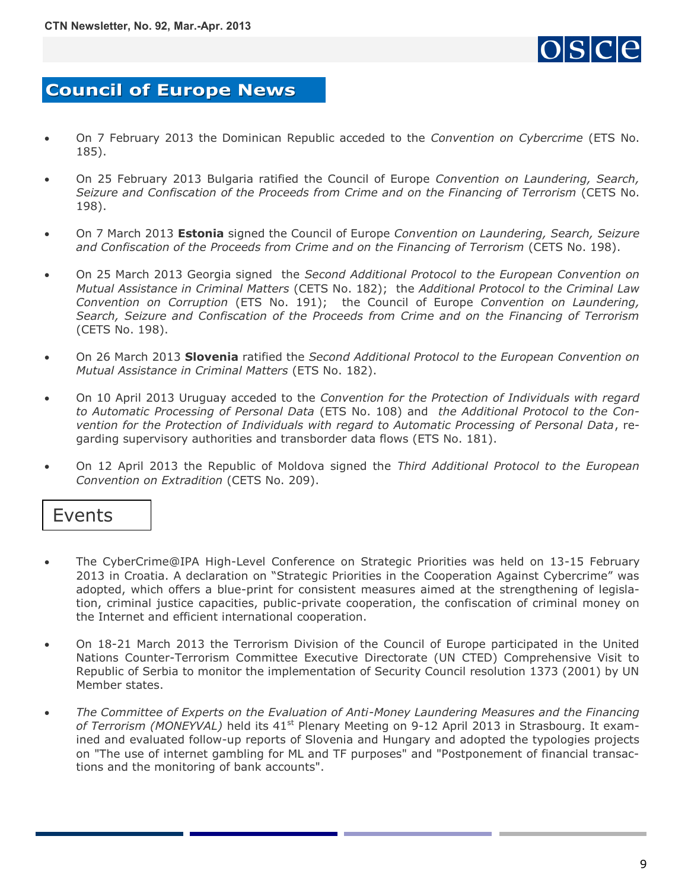## Council of Europe News

- On 7 February 2013 the Dominican Republic acceded to the *Convention on Cybercrime* (ETS No. 185).
- On 25 February 2013 Bulgaria ratified the Council of Europe *Convention on Laundering, Search, Seizure and Confiscation of the Proceeds from Crime and on the Financing of Terrorism* (CETS No. 198).
- On 7 March 2013 **Estonia** signed the Council of Europe *Convention on Laundering, Search, Seizure and Confiscation of the Proceeds from Crime and on the Financing of Terrorism* (CETS No. 198).
- On 25 March 2013 Georgia signed the *Second Additional Protocol to the European Convention on Mutual Assistance in Criminal Matters* (CETS No. 182); the *Additional Protocol to the Criminal Law Convention on Corruption* (ETS No. 191); the Council of Europe *Convention on Laundering, Search, Seizure and Confiscation of the Proceeds from Crime and on the Financing of Terrorism* (CETS No. 198).
- On 26 March 2013 **Slovenia** ratified the *Second Additional Protocol to the European Convention on Mutual Assistance in Criminal Matters* (ETS No. 182).
- On 10 April 2013 Uruguay acceded to the *Convention for the Protection of Individuals with regard to Automatic Processing of Personal Data* (ETS No. 108) and *the Additional Protocol to the Convention for the Protection of Individuals with regard to Automatic Processing of Personal Data*, regarding supervisory authorities and transborder data flows (ETS No. 181).
- On 12 April 2013 the Republic of Moldova signed the *Third Additional Protocol to the European Convention on Extradition* (CETS No. 209).

### Events

- The CyberCrime@IPA High-Level Conference on Strategic Priorities was held on 13-15 February 2013 in Croatia. A declaration on "Strategic Priorities in the Cooperation Against Cybercrime" was adopted, which offers a blue-print for consistent measures aimed at the strengthening of legislation, criminal justice capacities, public-private cooperation, the confiscation of criminal money on the Internet and efficient international cooperation.
- On 18-21 March 2013 the Terrorism Division of the Council of Europe participated in the United Nations Counter-Terrorism Committee Executive Directorate (UN CTED) Comprehensive Visit to Republic of Serbia to monitor the implementation of Security Council resolution 1373 (2001) by UN Member states.
- *The Committee of Experts on the Evaluation of Anti-Money Laundering Measures and the Financing of Terrorism (MONEYVAL)* held its 41st Plenary Meeting on 9-12 April 2013 in Strasbourg. It examined and evaluated follow-up reports of Slovenia and Hungary and adopted the typologies projects on "The use of internet gambling for ML and TF purposes" and "Postponement of financial transactions and the monitoring of bank accounts".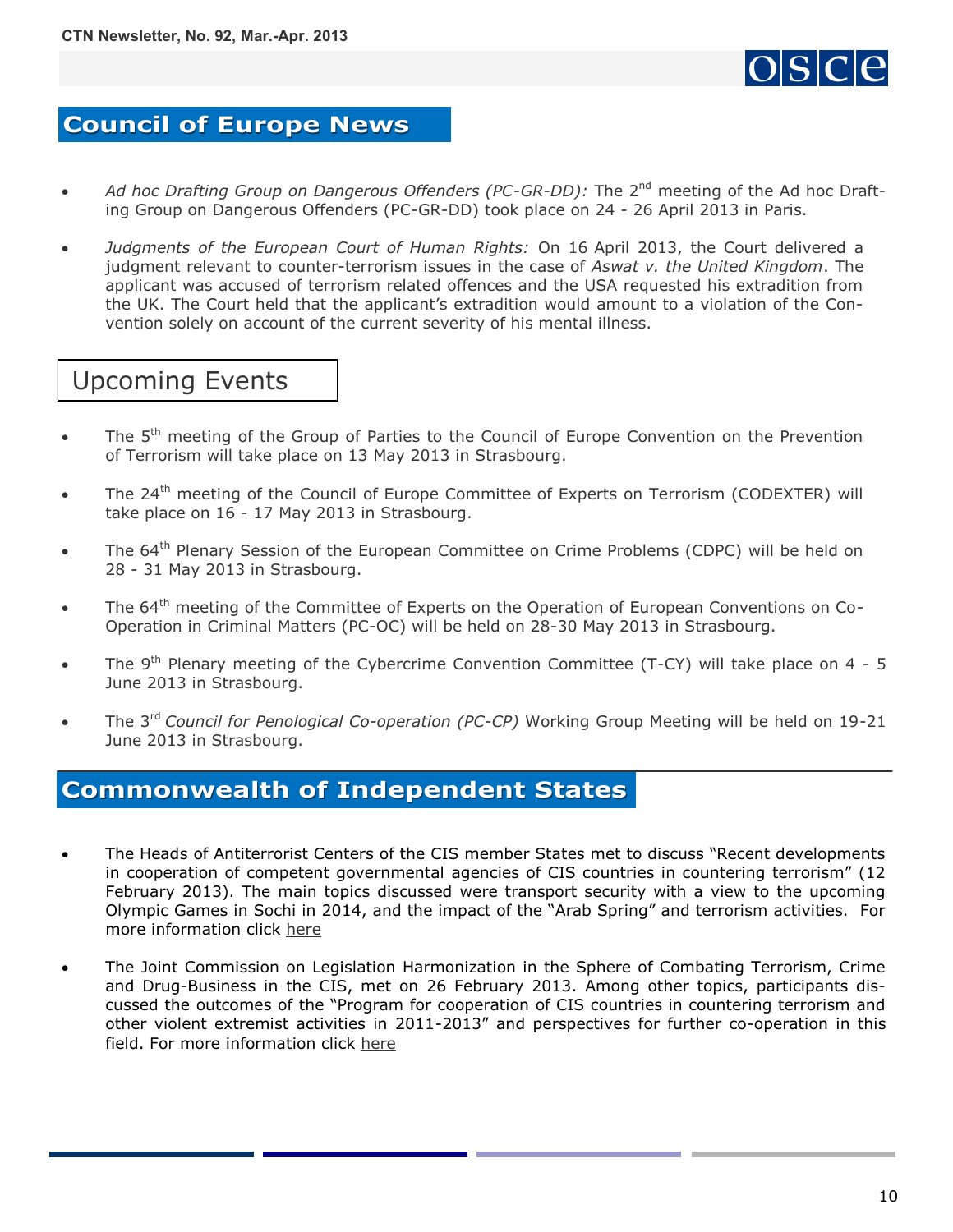## Council of Europe News

- *Ad hoc Drafting Group on Dangerous Offenders (PC-GR-DD):* The 2nd meeting of the Ad hoc Drafting Group on Dangerous Offenders (PC-GR-DD) took place on 24 - 26 April 2013 in Paris.

- *Judgments of the European Court of Human Rights:* On 16 April 2013, the Court delivered a judgment relevant to counter-terrorism issues in the case of *Aswat v. the United Kingdom*. The applicant was accused of terrorism related offences and the USA requested his extradition from the UK. The Court held that the applicant's extradition would amount to a violation of the Convention solely on account of the current severity of his mental illness.

### Upcoming Events

- The 5th meeting of the Group of Parties to the Council of Europe Convention on the Prevention of Terrorism will take place on 13 May 2013 in Strasbourg.

- The 24th meeting of the Council of Europe Committee of Experts on Terrorism (CODEXTER) will take place on 16 - 17 May 2013 in Strasbourg.

- The 64th Plenary Session of the European Committee on Crime Problems (CDPC) will be held on 28 - 31 May 2013 in Strasbourg.

- The 64th meeting of the Committee of Experts on the Operation of European Conventions on Co-Operation in Criminal Matters (PC-OC) will be held on 28-30 May 2013 in Strasbourg.

- The 9th Plenary meeting of the Cybercrime Convention Committee (T-CY) will take place on 4 - 5 June 2013 in Strasbourg.

- The 3rd *Council for Penological Co-operation (PC-CP)* Working Group Meeting will be held on 19-21 June 2013 in Strasbourg.

## Commonwealth of Independent States

- The Heads of Antiterrorist Centers of the CIS member States met to discuss "Recent developments in cooperation of competent governmental agencies of CIS countries in countering terrorism" (12 February 2013). The main topics discussed were transport security with a view to the upcoming Olympic Games in Sochi in 2014, and the impact of the "Arab Spring" and terrorism activities. For more information click here

- The Joint Commission on Legislation Harmonization in the Sphere of Combating Terrorism, Crime and Drug-Business in the CIS, met on 26 February 2013. Among other topics, participants discussed the outcomes of the "Program for cooperation of CIS countries in countering terrorism and other violent extremist activities in 2011-2013" and perspectives for further co-operation in this field. For more information click here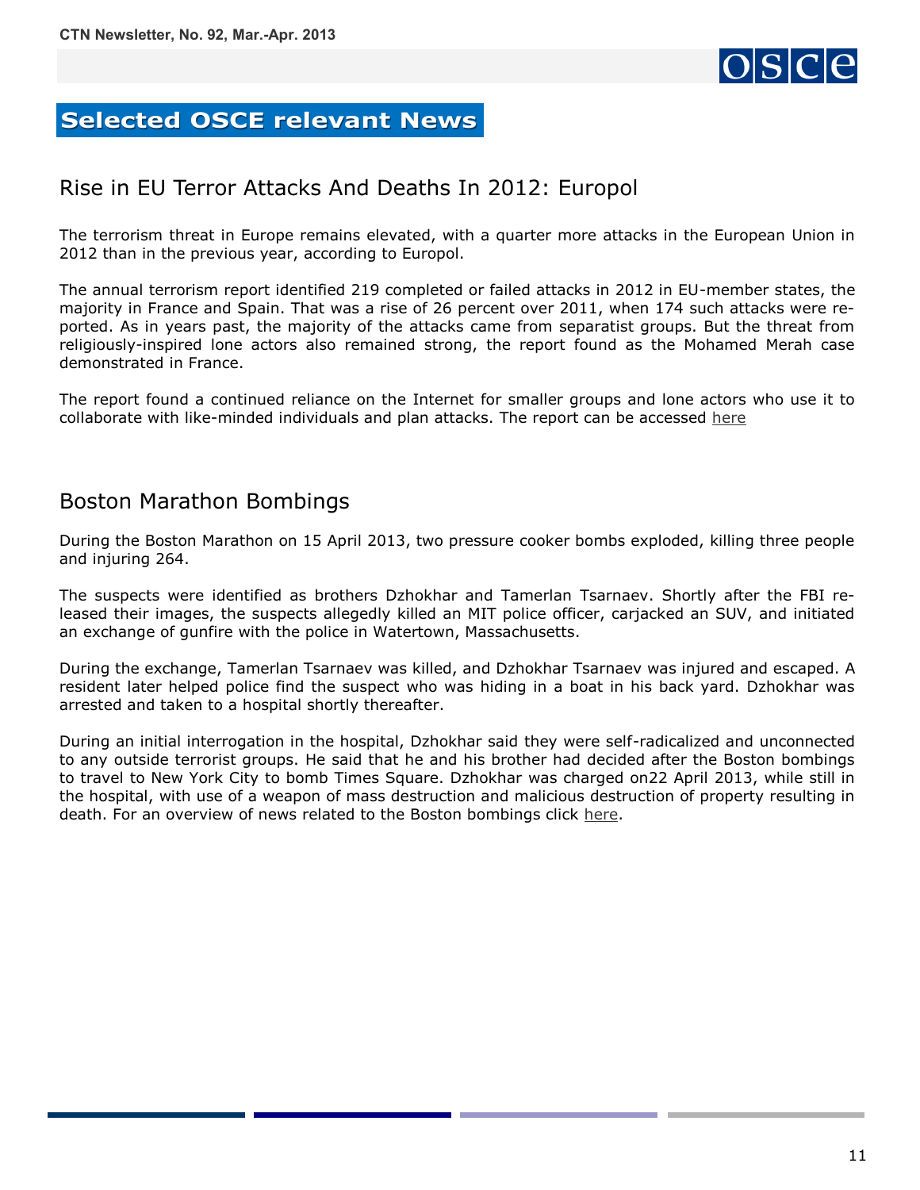## Selected OSCE relevant News

### Rise in EU Terror Attacks And Deaths In 2012: Europol

The terrorism threat in Europe remains elevated, with a quarter more attacks in the European Union in 2012 than in the previous year, according to Europol.

The annual terrorism report identified 219 completed or failed attacks in 2012 in EU-member states, the majority in France and Spain. That was a rise of 26 percent over 2011, when 174 such attacks were reported. As in years past, the majority of the attacks came from separatist groups. But the threat from religiously-inspired lone actors also remained strong, the report found as the Mohamed Merah case demonstrated in France.

The report found a continued reliance on the Internet for smaller groups and lone actors who use it to collaborate with like-minded individuals and plan attacks. The report can be accessed here

### Boston Marathon Bombings

During the Boston Marathon on 15 April 2013, two pressure cooker bombs exploded, killing three people and injuring 264.

The suspects were identified as brothers Dzhokhar and Tamerlan Tsarnaev. Shortly after the FBI released their images, the suspects allegedly killed an MIT police officer, carjacked an SUV, and initiated an exchange of gunfire with the police in Watertown, Massachusetts.

During the exchange, Tamerlan Tsarnaev was killed, and Dzhokhar Tsarnaev was injured and escaped. A resident later helped police find the suspect who was hiding in a boat in his back yard. Dzhokhar was arrested and taken to a hospital shortly thereafter.

During an initial interrogation in the hospital, Dzhokhar said they were self-radicalized and unconnected to any outside terrorist groups. He said that he and his brother had decided after the Boston bombings to travel to New York City to bomb Times Square. Dzhokhar was charged on22 April 2013, while still in the hospital, with use of a weapon of mass destruction and malicious destruction of property resulting in death. For an overview of news related to the Boston bombings click here.